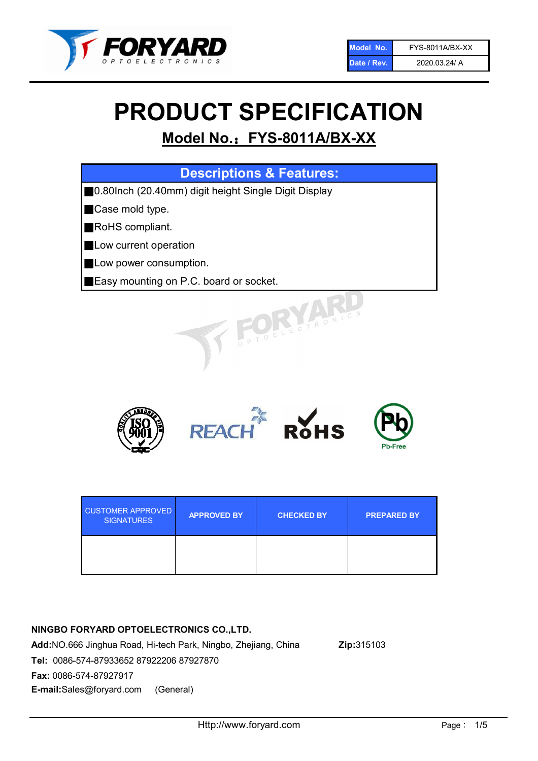| Model No. | FYS-8011A/BX-XX |
| --- | --- |
| Date / Rev. | 2020.03.24/ A |

# PRODUCT SPECIFICATION

## Model No.：FYS-8011A/BX-XX

| Descriptions & Features: |
| --- |
| ■0.80Inch (20.40mm) digit height Single Digit Display |
| ■Case mold type. |
| ■RoHS compliant. |
| ■Low current operation |
| ■Low power consumption. |
| ■Easy mounting on P.C. board or socket. |

| CUSTOMER APPROVED SIGNATURES | APPROVED BY | CHECKED BY | PREPARED BY |
| --- | --- | --- | --- |
| | | | |

**NINGBO FORYARD OPTOELECTRONICS CO.,LTD.**

**Add:**NO.666 Jinghua Road, Hi-tech Park, Ningbo, Zhejiang, China **Zip:**315103

**Tel:** 0086-574-87933652 87922206 87927870

**Fax:** 0086-574-87927917

**E-mail:**Sales@foryard.com (General)

Http://www.foryard.com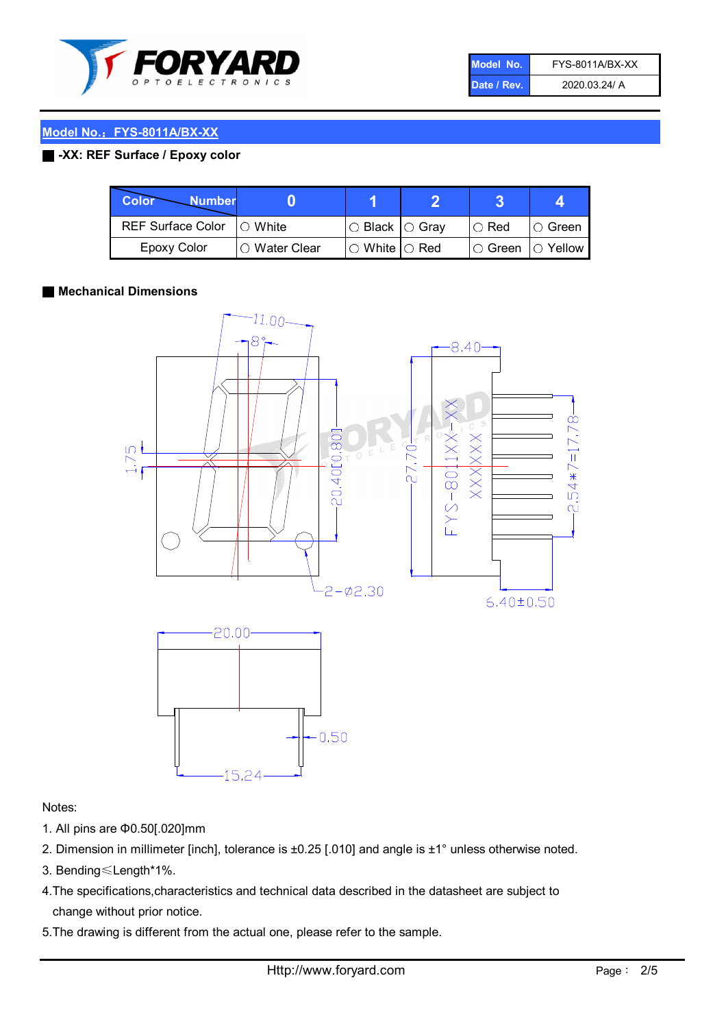| Model No. | FYS-8011A/BX-XX |
|---|---|
| Date / Rev. | 2020.03.24/ A |

## Model No.：FYS-8011A/BX-XX

**-XX: REF Surface / Epoxy color**

| Color \ Number | 0 | 1 | 2 | 3 | 4 |
|---|---|---|---|---|---|
| REF Surface Color | ○ White | ○ Black | ○ Gray | ○ Red | ○ Green |
| Epoxy Color | ○ Water Clear | ○ White | ○ Red | ○ Green | ○ Yellow |

**Mechanical Dimensions**

11.00
8°
1.75
20.40[0.80]
2-Ø2.30
8.40
27.70
FYS-8011XX-XX
XXXXXX
2.54*7=17.78
6.40±0.50
20.00
0.50
15.24

Notes:

1. All pins are Φ0.50[.020]mm
2. Dimension in millimeter [inch], tolerance is ±0.25 [.010] and angle is ±1° unless otherwise noted.
3. Bending≤Length*1%.
4. The specifications,characteristics and technical data described in the datasheet are subject to change without prior notice.
5. The drawing is different from the actual one, please refer to the sample.

Http://www.foryard.com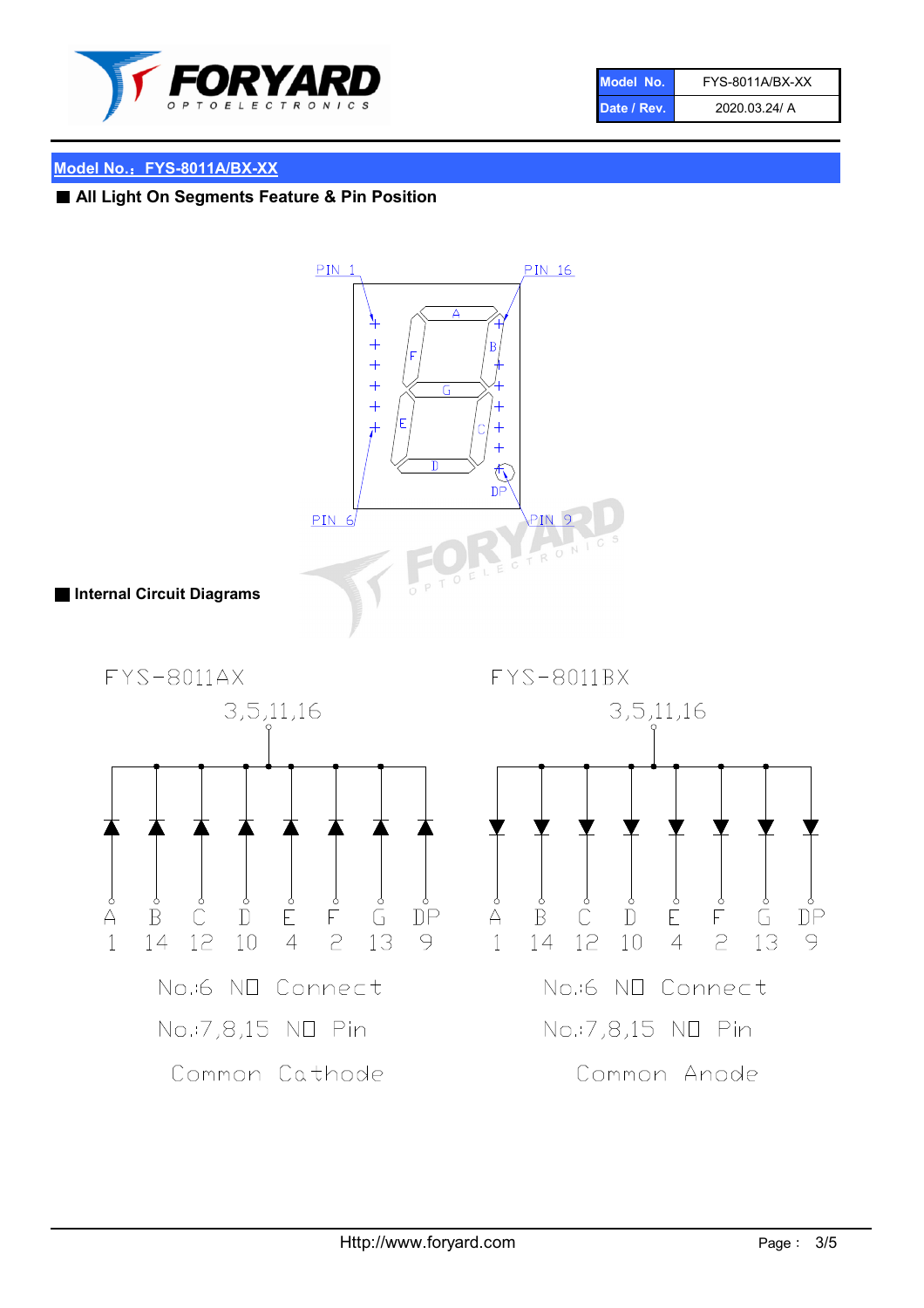| Model No. | FYS-8011A/BX-XX |
| --- | --- |
| Date / Rev. | 2020.03.24/ A |

## Model No.：FYS-8011A/BX-XX

### ■ All Light On Segments Feature & Pin Position

PIN 1 PIN 16

A B C D E F G DP

PIN 6 PIN 9

### ■ Internal Circuit Diagrams

**FYS-8011AX**

3,5,11,16

| A | B | C | D | E | F | G | DP |
| --- | --- | --- | --- | --- | --- | --- | --- |
| 1 | 14 | 12 | 10 | 4 | 2 | 13 | 9 |

No.:6 NO Connect

No.:7,8,15 NO Pin

Common Cathode

**FYS-8011BX**

3,5,11,16

| A | B | C | D | E | F | G | DP |
| --- | --- | --- | --- | --- | --- | --- | --- |
| 1 | 14 | 12 | 10 | 4 | 2 | 13 | 9 |

No.:6 NO Connect

No.:7,8,15 NO Pin

Common Anode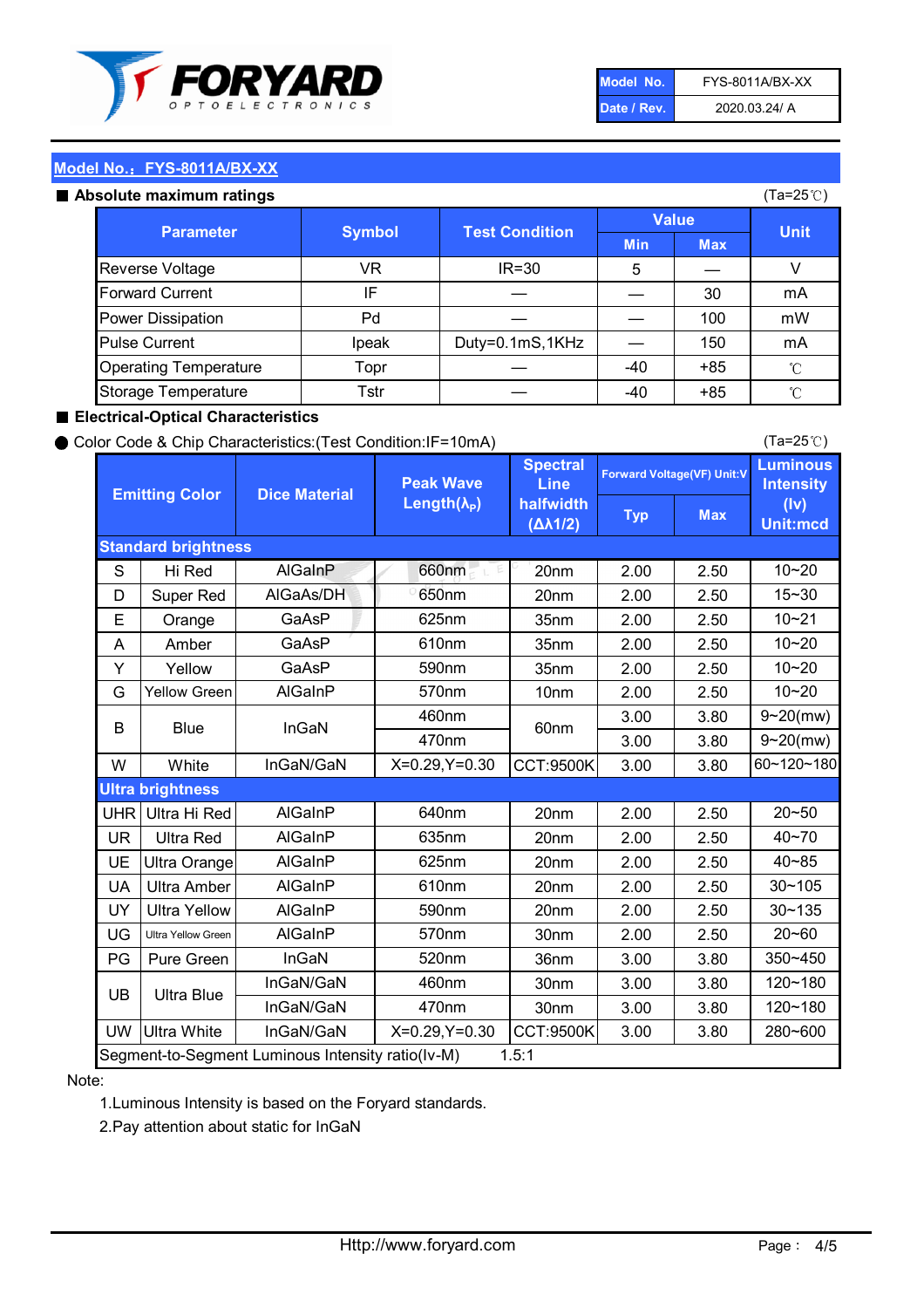| Model No. | FYS-8011A/BX-XX |
| --- | --- |
| Date / Rev. | 2020.03.24/ A |

## Model No.：FYS-8011A/BX-XX

### ■ Absolute maximum ratings

(Ta=25℃)

| Parameter | Symbol | Test Condition | Value | | Unit |
| --- | --- | --- | --- | --- | --- |
| | | | Min | Max | |
| Reverse Voltage | VR | IR=30 | 5 | — | V |
| Forward Current | IF | — | — | 30 | mA |
| Power Dissipation | Pd | — | — | 100 | mW |
| Pulse Current | Ipeak | Duty=0.1mS,1KHz | — | 150 | mA |
| Operating Temperature | Topr | — | -40 | +85 | ℃ |
| Storage Temperature | Tstr | — | -40 | +85 | ℃ |

### ■ Electrical-Optical Characteristics

● Color Code & Chip Characteristics:(Test Condition:IF=10mA)

(Ta=25℃)

| Emitting Color | | Dice Material | Peak Wave Length($\lambda_P$) | Spectral Line halfwidth ($\Delta\lambda 1/2$) | Forward Voltage(VF) Unit:V | | Luminous Intensity (Iv) Unit:mcd |
| --- | --- | --- | --- | --- | --- | --- | --- |
| | | | | | Typ | Max | |
| **Standard brightness** | | | | | | | |
| S | Hi Red | AlGaInP | 660nm | 20nm | 2.00 | 2.50 | 10~20 |
| D | Super Red | AlGaAs/DH | 650nm | 20nm | 2.00 | 2.50 | 15~30 |
| E | Orange | GaAsP | 625nm | 35nm | 2.00 | 2.50 | 10~21 |
| A | Amber | GaAsP | 610nm | 35nm | 2.00 | 2.50 | 10~20 |
| Y | Yellow | GaAsP | 590nm | 35nm | 2.00 | 2.50 | 10~20 |
| G | Yellow Green | AlGaInP | 570nm | 10nm | 2.00 | 2.50 | 10~20 |
| B | Blue | InGaN | 460nm | 60nm | 3.00 | 3.80 | 9~20(mw) |
| | | | 470nm | | 3.00 | 3.80 | 9~20(mw) |
| W | White | InGaN/GaN | X=0.29,Y=0.30 | CCT:9500K | 3.00 | 3.80 | 60~120~180 |
| **Ultra brightness** | | | | | | | |
| UHR | Ultra Hi Red | AlGaInP | 640nm | 20nm | 2.00 | 2.50 | 20~50 |
| UR | Ultra Red | AlGaInP | 635nm | 20nm | 2.00 | 2.50 | 40~70 |
| UE | Ultra Orange | AlGaInP | 625nm | 20nm | 2.00 | 2.50 | 40~85 |
| UA | Ultra Amber | AlGaInP | 610nm | 20nm | 2.00 | 2.50 | 30~105 |
| UY | Ultra Yellow | AlGaInP | 590nm | 20nm | 2.00 | 2.50 | 30~135 |
| UG | Ultra Yellow Green | AlGaInP | 570nm | 30nm | 2.00 | 2.50 | 20~60 |
| PG | Pure Green | InGaN | 520nm | 36nm | 3.00 | 3.80 | 350~450 |
| UB | Ultra Blue | InGaN/GaN | 460nm | 30nm | 3.00 | 3.80 | 120~180 |
| | | InGaN/GaN | 470nm | 30nm | 3.00 | 3.80 | 120~180 |
| UW | Ultra White | InGaN/GaN | X=0.29,Y=0.30 | CCT:9500K | 3.00 | 3.80 | 280~600 |
| Segment-to-Segment Luminous Intensity ratio(Iv-M) | | | | 1.5:1 | | | |

Note:

1.Luminous Intensity is based on the Foryard standards.

2.Pay attention about static for InGaN

Http://www.foryard.com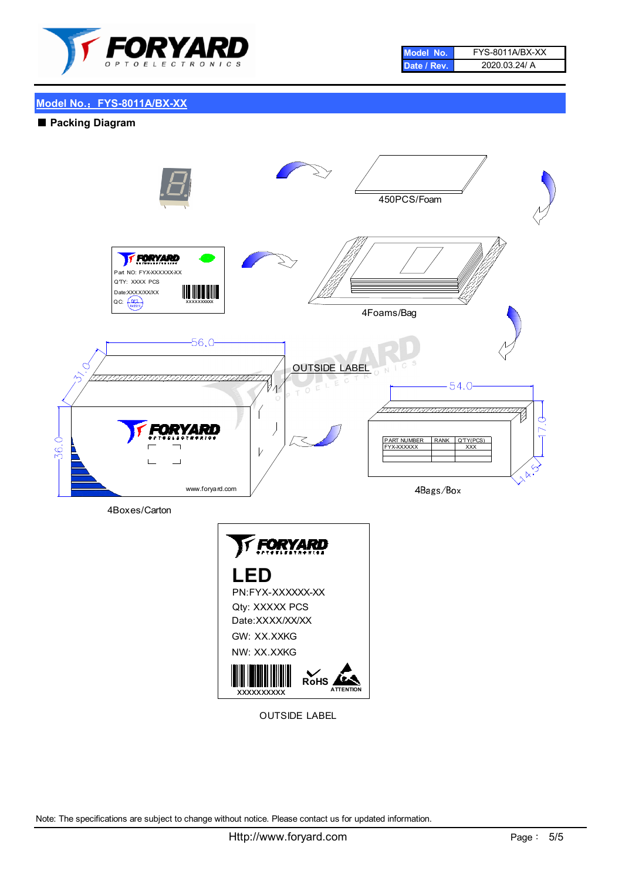| Model No. | FYS-8011A/BX-XX |
| --- | --- |
| Date / Rev. | 2020.03.24/ A |

## Model No.：FYS-8011A/BX-XX

### ■ Packing Diagram

450PCS/Foam

Part NO: FYX-XXXXXXX-XX
Q'TY: XXXX PCS
Date:XXXX/XXXX
QC:
XXXXXXXXXX

4Foams/Bag

56.0
31.0
36.0
OUTSIDE LABEL
www.foryard.com

4Boxes/Carton

54.0
17.0
14.5

| PART NUMBER | RANK | Q'TY(PCS) |
| --- | --- | --- |
| FYX-XXXXXX | | XXX |

4Bags/Box

LED
PN:FYX-XXXXXX-XX
Qty: XXXXX PCS
Date:XXXX/XX/XX
GW: XX.XXKG
NW: XX.XXKG
XXXXXXXXXX
RoHS
ATTENTION

OUTSIDE LABEL

Note: The specifications are subject to change without notice. Please contact us for updated information.

Http://www.foryard.com